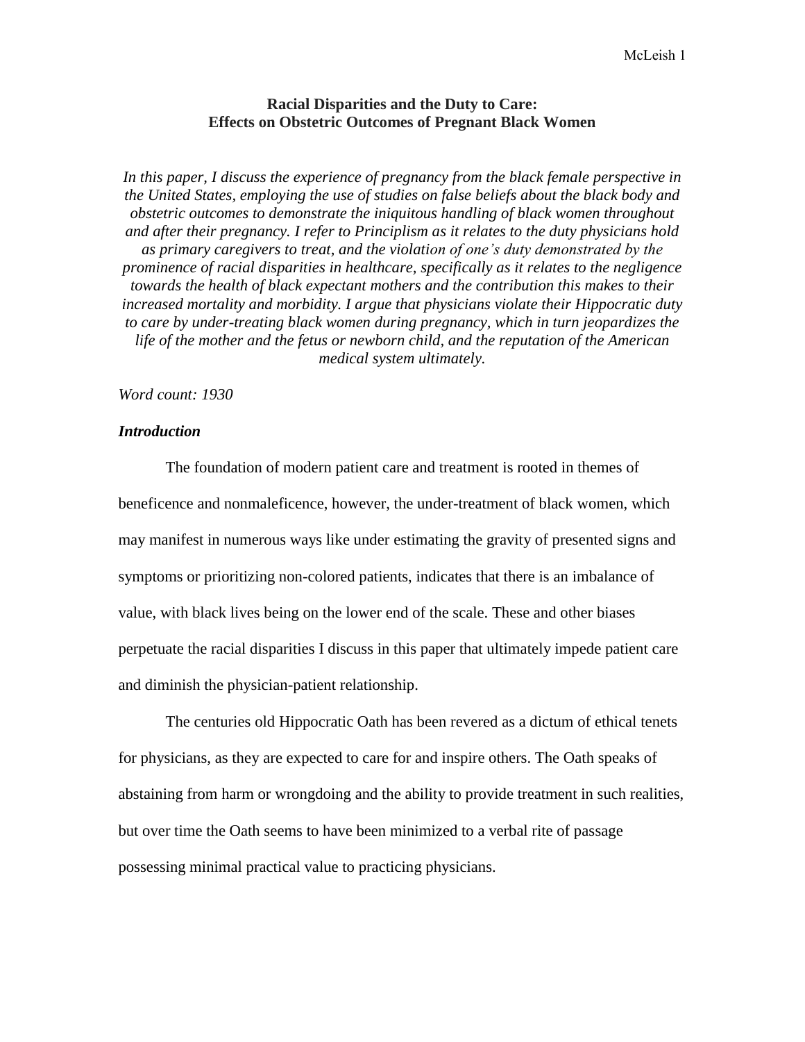**Racial Disparities and the Duty to Care:**
**Effects on Obstetric Outcomes of Pregnant Black Women**

*In this paper, I discuss the experience of pregnancy from the black female perspective in the United States, employing the use of studies on false beliefs about the black body and obstetric outcomes to demonstrate the iniquitous handling of black women throughout and after their pregnancy. I refer to Principlism as it relates to the duty physicians hold as primary caregivers to treat, and the violation of one's duty demonstrated by the prominence of racial disparities in healthcare, specifically as it relates to the negligence towards the health of black expectant mothers and the contribution this makes to their increased mortality and morbidity. I argue that physicians violate their Hippocratic duty to care by under-treating black women during pregnancy, which in turn jeopardizes the life of the mother and the fetus or newborn child, and the reputation of the American medical system ultimately.*

*Word count: 1930*

## *Introduction*

The foundation of modern patient care and treatment is rooted in themes of beneficence and nonmaleficence, however, the under-treatment of black women, which may manifest in numerous ways like under estimating the gravity of presented signs and symptoms or prioritizing non-colored patients, indicates that there is an imbalance of value, with black lives being on the lower end of the scale. These and other biases perpetuate the racial disparities I discuss in this paper that ultimately impede patient care and diminish the physician-patient relationship.

The centuries old Hippocratic Oath has been revered as a dictum of ethical tenets for physicians, as they are expected to care for and inspire others. The Oath speaks of abstaining from harm or wrongdoing and the ability to provide treatment in such realities, but over time the Oath seems to have been minimized to a verbal rite of passage possessing minimal practical value to practicing physicians.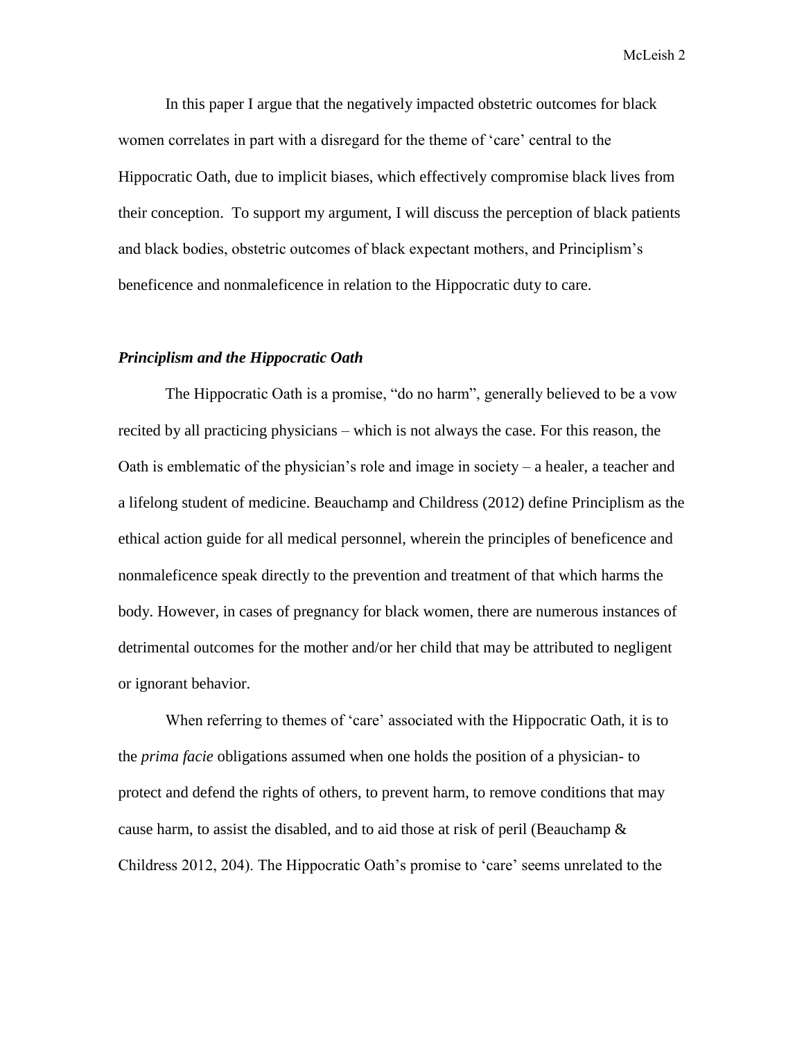In this paper I argue that the negatively impacted obstetric outcomes for black women correlates in part with a disregard for the theme of 'care' central to the Hippocratic Oath, due to implicit biases, which effectively compromise black lives from their conception. To support my argument, I will discuss the perception of black patients and black bodies, obstetric outcomes of black expectant mothers, and Principlism's beneficence and nonmaleficence in relation to the Hippocratic duty to care.

### *Principlism and the Hippocratic Oath*

The Hippocratic Oath is a promise, "do no harm", generally believed to be a vow recited by all practicing physicians – which is not always the case. For this reason, the Oath is emblematic of the physician's role and image in society – a healer, a teacher and a lifelong student of medicine. Beauchamp and Childress (2012) define Principlism as the ethical action guide for all medical personnel, wherein the principles of beneficence and nonmaleficence speak directly to the prevention and treatment of that which harms the body. However, in cases of pregnancy for black women, there are numerous instances of detrimental outcomes for the mother and/or her child that may be attributed to negligent or ignorant behavior.

When referring to themes of 'care' associated with the Hippocratic Oath, it is to the *prima facie* obligations assumed when one holds the position of a physician- to protect and defend the rights of others, to prevent harm, to remove conditions that may cause harm, to assist the disabled, and to aid those at risk of peril (Beauchamp & Childress 2012, 204). The Hippocratic Oath's promise to 'care' seems unrelated to the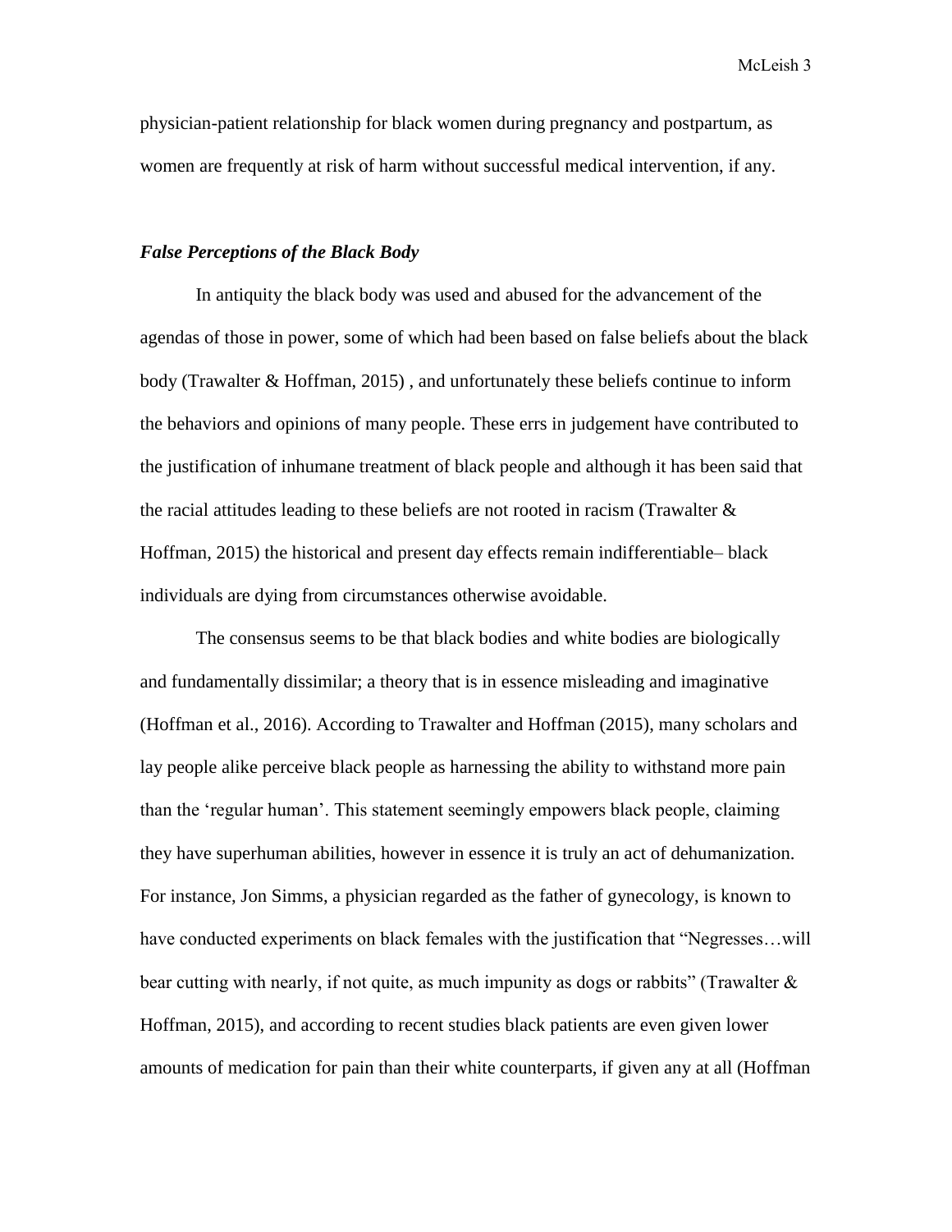physician-patient relationship for black women during pregnancy and postpartum, as women are frequently at risk of harm without successful medical intervention, if any.

### ***False Perceptions of the Black Body***

In antiquity the black body was used and abused for the advancement of the agendas of those in power, some of which had been based on false beliefs about the black body (Trawalter & Hoffman, 2015) , and unfortunately these beliefs continue to inform the behaviors and opinions of many people. These errs in judgement have contributed to the justification of inhumane treatment of black people and although it has been said that the racial attitudes leading to these beliefs are not rooted in racism (Trawalter & Hoffman, 2015) the historical and present day effects remain indifferentiable– black individuals are dying from circumstances otherwise avoidable.

The consensus seems to be that black bodies and white bodies are biologically and fundamentally dissimilar; a theory that is in essence misleading and imaginative (Hoffman et al., 2016). According to Trawalter and Hoffman (2015), many scholars and lay people alike perceive black people as harnessing the ability to withstand more pain than the 'regular human'. This statement seemingly empowers black people, claiming they have superhuman abilities, however in essence it is truly an act of dehumanization. For instance, Jon Simms, a physician regarded as the father of gynecology, is known to have conducted experiments on black females with the justification that "Negresses…will bear cutting with nearly, if not quite, as much impunity as dogs or rabbits" (Trawalter & Hoffman, 2015), and according to recent studies black patients are even given lower amounts of medication for pain than their white counterparts, if given any at all (Hoffman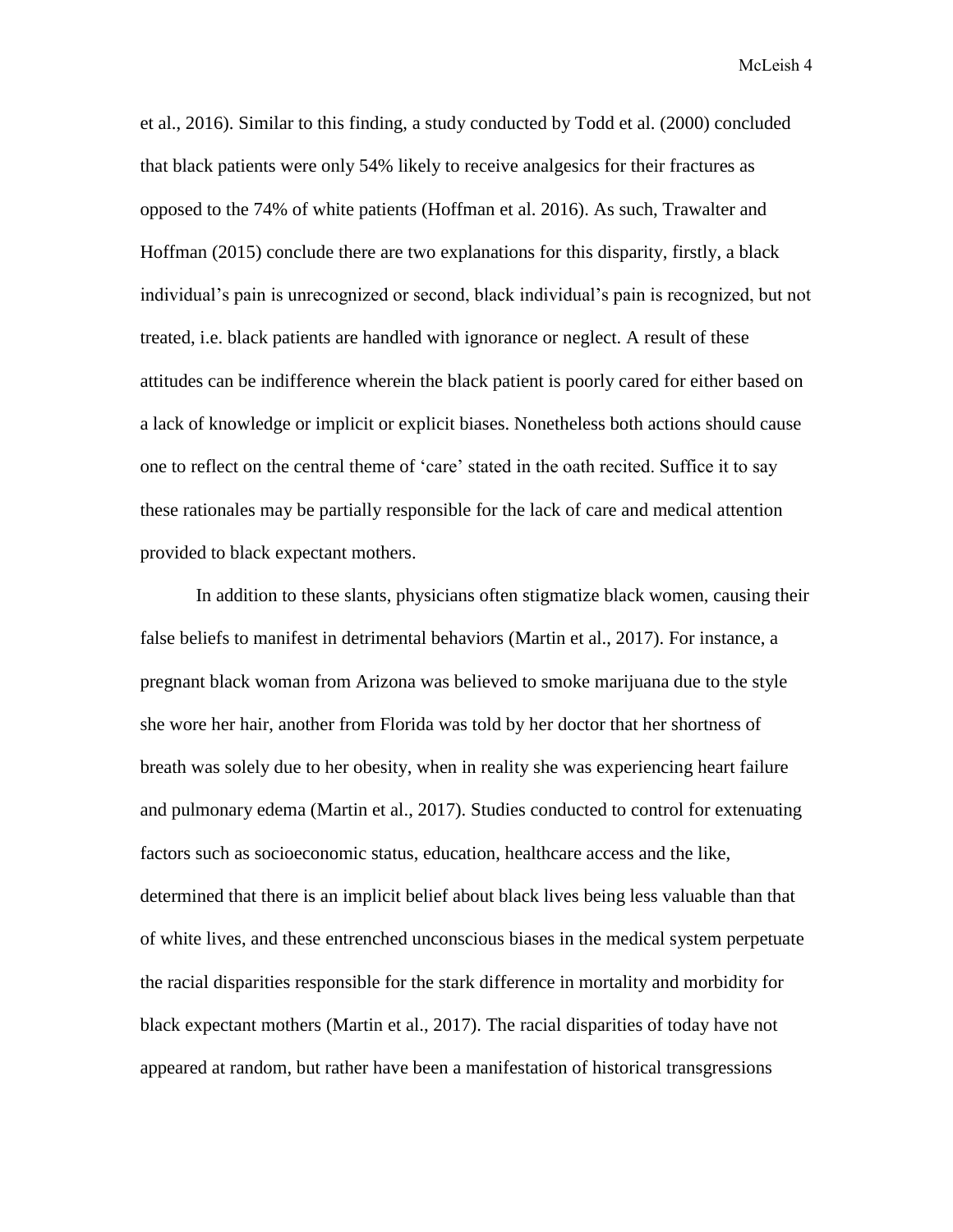et al., 2016). Similar to this finding, a study conducted by Todd et al. (2000) concluded that black patients were only 54% likely to receive analgesics for their fractures as opposed to the 74% of white patients (Hoffman et al. 2016). As such, Trawalter and Hoffman (2015) conclude there are two explanations for this disparity, firstly, a black individual's pain is unrecognized or second, black individual's pain is recognized, but not treated, i.e. black patients are handled with ignorance or neglect. A result of these attitudes can be indifference wherein the black patient is poorly cared for either based on a lack of knowledge or implicit or explicit biases. Nonetheless both actions should cause one to reflect on the central theme of 'care' stated in the oath recited. Suffice it to say these rationales may be partially responsible for the lack of care and medical attention provided to black expectant mothers.

In addition to these slants, physicians often stigmatize black women, causing their false beliefs to manifest in detrimental behaviors (Martin et al., 2017). For instance, a pregnant black woman from Arizona was believed to smoke marijuana due to the style she wore her hair, another from Florida was told by her doctor that her shortness of breath was solely due to her obesity, when in reality she was experiencing heart failure and pulmonary edema (Martin et al., 2017). Studies conducted to control for extenuating factors such as socioeconomic status, education, healthcare access and the like, determined that there is an implicit belief about black lives being less valuable than that of white lives, and these entrenched unconscious biases in the medical system perpetuate the racial disparities responsible for the stark difference in mortality and morbidity for black expectant mothers (Martin et al., 2017). The racial disparities of today have not appeared at random, but rather have been a manifestation of historical transgressions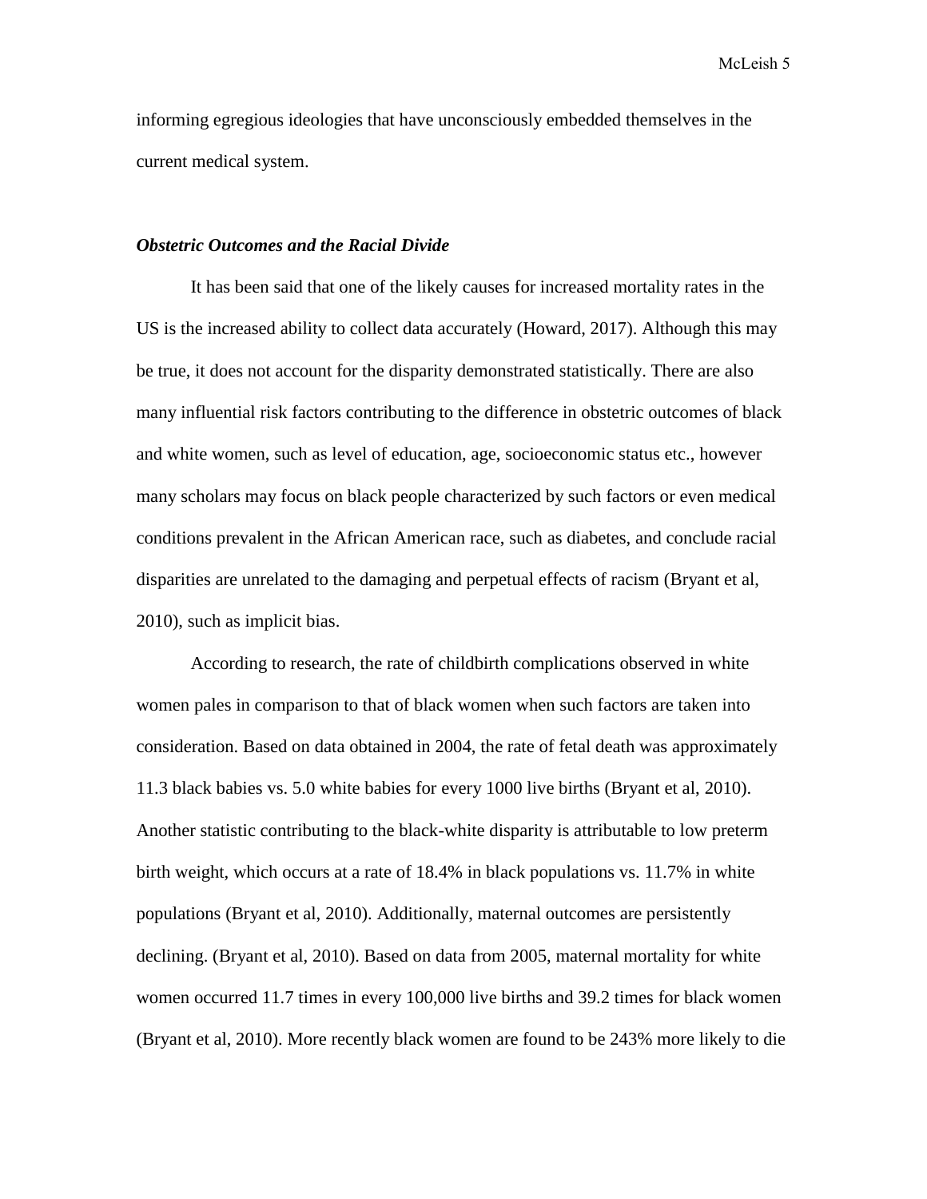informing egregious ideologies that have unconsciously embedded themselves in the current medical system.

### ***Obstetric Outcomes and the Racial Divide***

It has been said that one of the likely causes for increased mortality rates in the US is the increased ability to collect data accurately (Howard, 2017). Although this may be true, it does not account for the disparity demonstrated statistically. There are also many influential risk factors contributing to the difference in obstetric outcomes of black and white women, such as level of education, age, socioeconomic status etc., however many scholars may focus on black people characterized by such factors or even medical conditions prevalent in the African American race, such as diabetes, and conclude racial disparities are unrelated to the damaging and perpetual effects of racism (Bryant et al, 2010), such as implicit bias.

According to research, the rate of childbirth complications observed in white women pales in comparison to that of black women when such factors are taken into consideration. Based on data obtained in 2004, the rate of fetal death was approximately 11.3 black babies vs. 5.0 white babies for every 1000 live births (Bryant et al, 2010). Another statistic contributing to the black-white disparity is attributable to low preterm birth weight, which occurs at a rate of 18.4% in black populations vs. 11.7% in white populations (Bryant et al, 2010). Additionally, maternal outcomes are persistently declining. (Bryant et al, 2010). Based on data from 2005, maternal mortality for white women occurred 11.7 times in every 100,000 live births and 39.2 times for black women (Bryant et al, 2010). More recently black women are found to be 243% more likely to die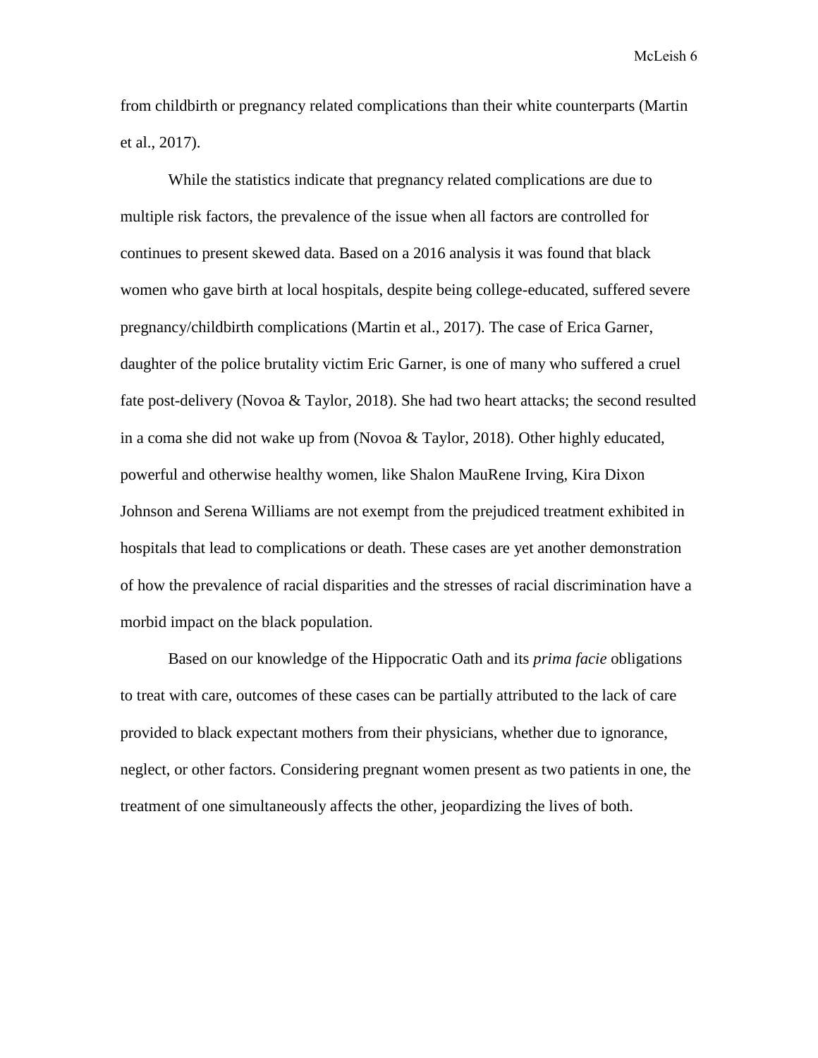from childbirth or pregnancy related complications than their white counterparts (Martin et al., 2017).

While the statistics indicate that pregnancy related complications are due to multiple risk factors, the prevalence of the issue when all factors are controlled for continues to present skewed data. Based on a 2016 analysis it was found that black women who gave birth at local hospitals, despite being college-educated, suffered severe pregnancy/childbirth complications (Martin et al., 2017). The case of Erica Garner, daughter of the police brutality victim Eric Garner, is one of many who suffered a cruel fate post-delivery (Novoa & Taylor, 2018). She had two heart attacks; the second resulted in a coma she did not wake up from (Novoa & Taylor, 2018). Other highly educated, powerful and otherwise healthy women, like Shalon MauRene Irving, Kira Dixon Johnson and Serena Williams are not exempt from the prejudiced treatment exhibited in hospitals that lead to complications or death. These cases are yet another demonstration of how the prevalence of racial disparities and the stresses of racial discrimination have a morbid impact on the black population.

Based on our knowledge of the Hippocratic Oath and its *prima facie* obligations to treat with care, outcomes of these cases can be partially attributed to the lack of care provided to black expectant mothers from their physicians, whether due to ignorance, neglect, or other factors. Considering pregnant women present as two patients in one, the treatment of one simultaneously affects the other, jeopardizing the lives of both.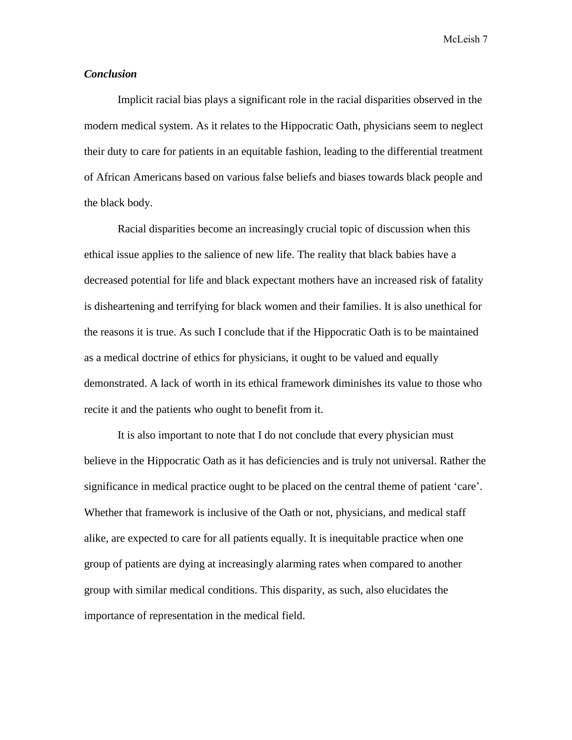***Conclusion***

Implicit racial bias plays a significant role in the racial disparities observed in the modern medical system. As it relates to the Hippocratic Oath, physicians seem to neglect their duty to care for patients in an equitable fashion, leading to the differential treatment of African Americans based on various false beliefs and biases towards black people and the black body.

Racial disparities become an increasingly crucial topic of discussion when this ethical issue applies to the salience of new life. The reality that black babies have a decreased potential for life and black expectant mothers have an increased risk of fatality is disheartening and terrifying for black women and their families. It is also unethical for the reasons it is true. As such I conclude that if the Hippocratic Oath is to be maintained as a medical doctrine of ethics for physicians, it ought to be valued and equally demonstrated. A lack of worth in its ethical framework diminishes its value to those who recite it and the patients who ought to benefit from it.

It is also important to note that I do not conclude that every physician must believe in the Hippocratic Oath as it has deficiencies and is truly not universal. Rather the significance in medical practice ought to be placed on the central theme of patient 'care'. Whether that framework is inclusive of the Oath or not, physicians, and medical staff alike, are expected to care for all patients equally. It is inequitable practice when one group of patients are dying at increasingly alarming rates when compared to another group with similar medical conditions. This disparity, as such, also elucidates the importance of representation in the medical field.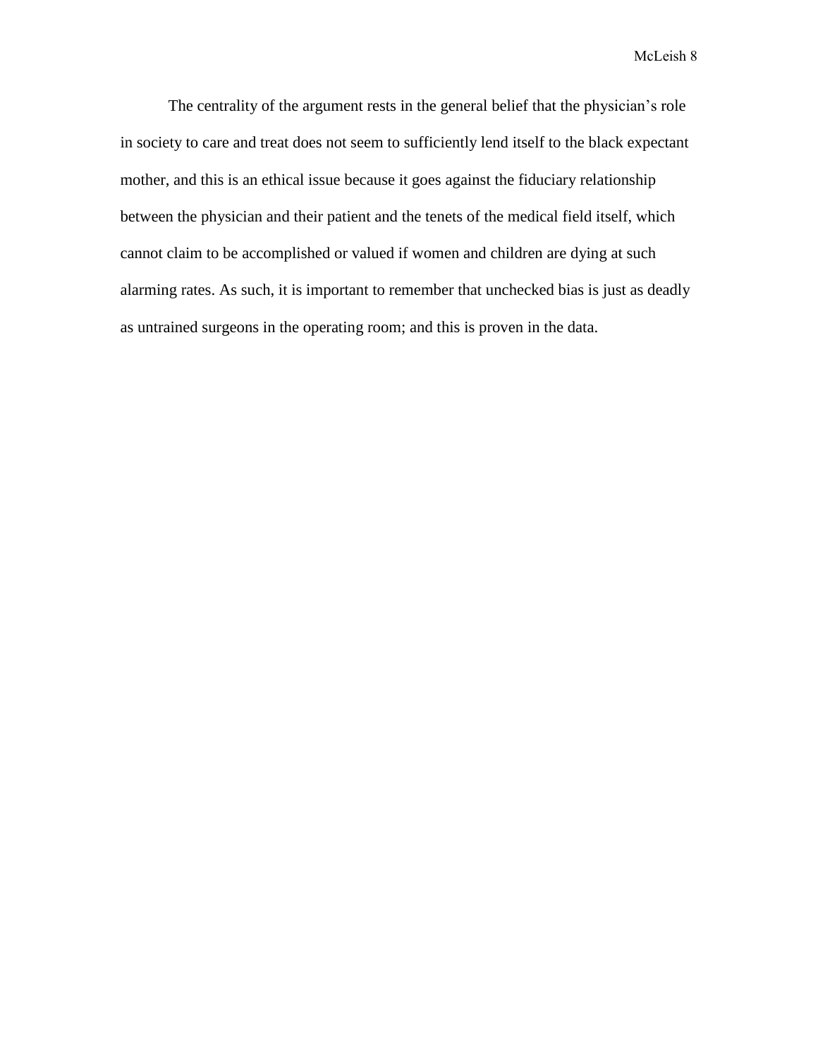The centrality of the argument rests in the general belief that the physician's role in society to care and treat does not seem to sufficiently lend itself to the black expectant mother, and this is an ethical issue because it goes against the fiduciary relationship between the physician and their patient and the tenets of the medical field itself, which cannot claim to be accomplished or valued if women and children are dying at such alarming rates. As such, it is important to remember that unchecked bias is just as deadly as untrained surgeons in the operating room; and this is proven in the data.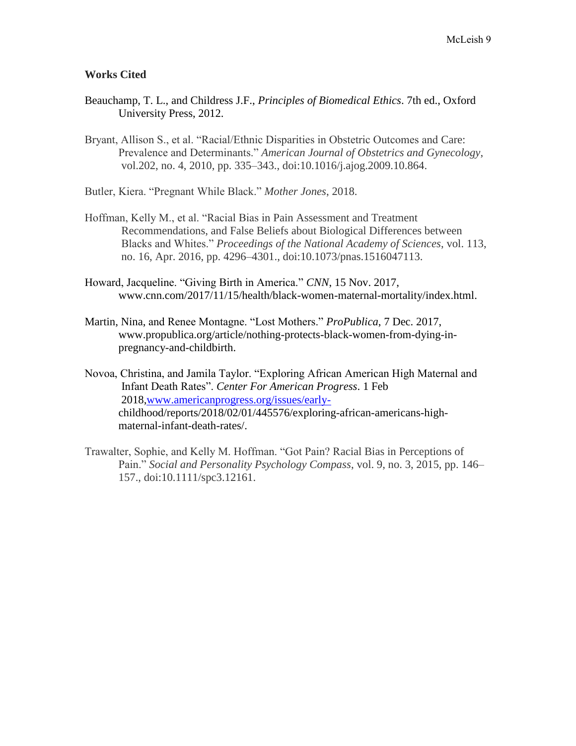**Works Cited**

Beauchamp, T. L., and Childress J.F., *Principles of Biomedical Ethics*. 7th ed., Oxford University Press, 2012.

Bryant, Allison S., et al. "Racial/Ethnic Disparities in Obstetric Outcomes and Care: Prevalence and Determinants." *American Journal of Obstetrics and Gynecology*, vol.202, no. 4, 2010, pp. 335–343., doi:10.1016/j.ajog.2009.10.864.

Butler, Kiera. "Pregnant While Black." *Mother Jones*, 2018.

Hoffman, Kelly M., et al. "Racial Bias in Pain Assessment and Treatment Recommendations, and False Beliefs about Biological Differences between Blacks and Whites." *Proceedings of the National Academy of Sciences*, vol. 113, no. 16, Apr. 2016, pp. 4296–4301., doi:10.1073/pnas.1516047113.

Howard, Jacqueline. "Giving Birth in America." *CNN*, 15 Nov. 2017, www.cnn.com/2017/11/15/health/black-women-maternal-mortality/index.html.

Martin, Nina, and Renee Montagne. "Lost Mothers." *ProPublica*, 7 Dec. 2017, www.propublica.org/article/nothing-protects-black-women-from-dying-in-pregnancy-and-childbirth.

Novoa, Christina, and Jamila Taylor. "Exploring African American High Maternal and Infant Death Rates". *Center For American Progress*. 1 Feb 2018,www.americanprogress.org/issues/early-childhood/reports/2018/02/01/445576/exploring-african-americans-high-maternal-infant-death-rates/.

Trawalter, Sophie, and Kelly M. Hoffman. "Got Pain? Racial Bias in Perceptions of Pain." *Social and Personality Psychology Compass*, vol. 9, no. 3, 2015, pp. 146–157., doi:10.1111/spc3.12161.